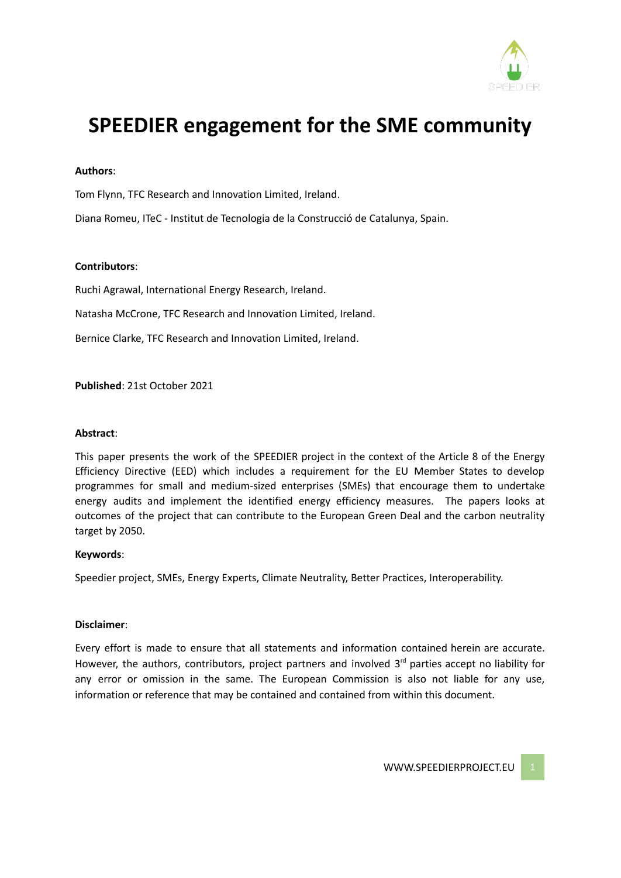# SPEEDIER engagement for the SME community

**Authors**:

Tom Flynn, TFC Research and Innovation Limited, Ireland.

Diana Romeu, ITeC - Institut de Tecnologia de la Construcció de Catalunya, Spain.

**Contributors**:

Ruchi Agrawal, International Energy Research, Ireland.

Natasha McCrone, TFC Research and Innovation Limited, Ireland.

Bernice Clarke, TFC Research and Innovation Limited, Ireland.

**Published**: 21st October 2021

**Abstract**:

This paper presents the work of the SPEEDIER project in the context of the Article 8 of the Energy Efficiency Directive (EED) which includes a requirement for the EU Member States to develop programmes for small and medium-sized enterprises (SMEs) that encourage them to undertake energy audits and implement the identified energy efficiency measures. The papers looks at outcomes of the project that can contribute to the European Green Deal and the carbon neutrality target by 2050.

**Keywords**:

Speedier project, SMEs, Energy Experts, Climate Neutrality, Better Practices, Interoperability.

**Disclaimer**:

Every effort is made to ensure that all statements and information contained herein are accurate. However, the authors, contributors, project partners and involved 3rd parties accept no liability for any error or omission in the same. The European Commission is also not liable for any use, information or reference that may be contained and contained from within this document.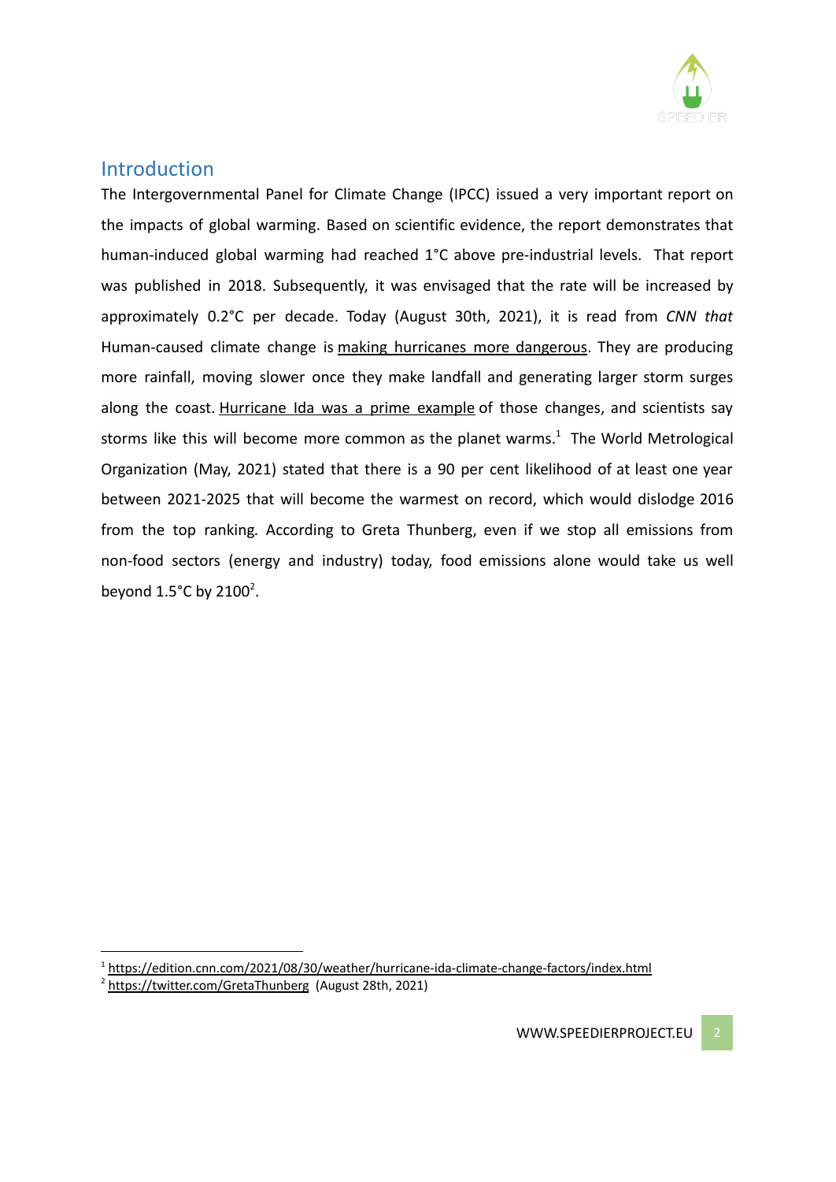## Introduction

The Intergovernmental Panel for Climate Change (IPCC) issued a very important report on the impacts of global warming. Based on scientific evidence, the report demonstrates that human-induced global warming had reached 1°C above pre-industrial levels. That report was published in 2018. Subsequently, it was envisaged that the rate will be increased by approximately 0.2°C per decade. Today (August 30th, 2021), it is read from *CNN that* Human-caused climate change is making hurricanes more dangerous. They are producing more rainfall, moving slower once they make landfall and generating larger storm surges along the coast. Hurricane Ida was a prime example of those changes, and scientists say storms like this will become more common as the planet warms.[1] The World Metrological Organization (May, 2021) stated that there is a 90 per cent likelihood of at least one year between 2021-2025 that will become the warmest on record, which would dislodge 2016 from the top ranking*.* According to Greta Thunberg, even if we stop all emissions from non-food sectors (energy and industry) today, food emissions alone would take us well beyond 1.5°C by 2100[2].

---

[1] https://edition.cnn.com/2021/08/30/weather/hurricane-ida-climate-change-factors/index.html

[2] https://twitter.com/GretaThunberg (August 28th, 2021)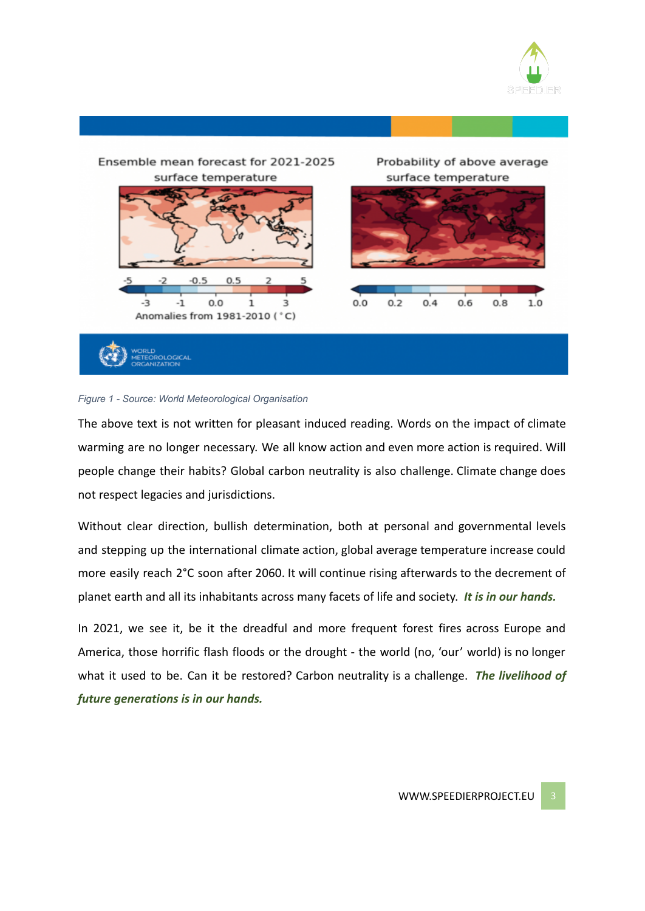*Figure 1 - Source: World Meteorological Organisation*

The above text is not written for pleasant induced reading. Words on the impact of climate warming are no longer necessary. We all know action and even more action is required. Will people change their habits? Global carbon neutrality is also challenge. Climate change does not respect legacies and jurisdictions.

Without clear direction, bullish determination, both at personal and governmental levels and stepping up the international climate action, global average temperature increase could more easily reach 2°C soon after 2060. It will continue rising afterwards to the decrement of planet earth and all its inhabitants across many facets of life and society. ***It is in our hands.***

In 2021, we see it, be it the dreadful and more frequent forest fires across Europe and America, those horrific flash floods or the drought - the world (no, 'our' world) is no longer what it used to be. Can it be restored? Carbon neutrality is a challenge. ***The livelihood of future generations is in our hands.***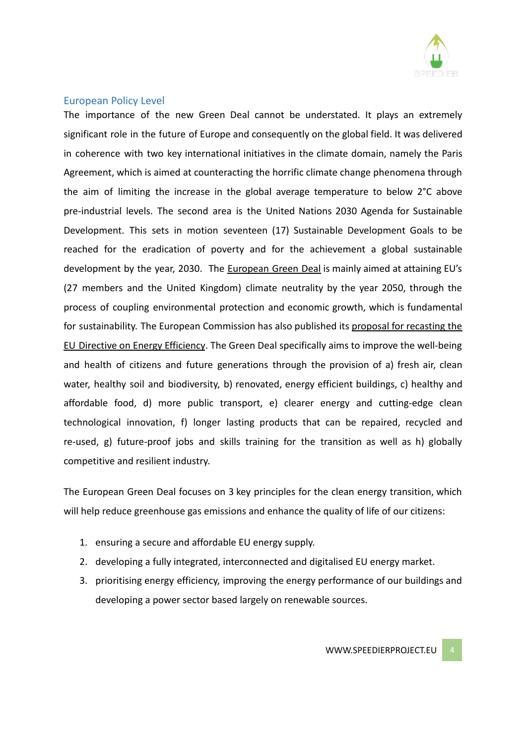## European Policy Level

The importance of the new Green Deal cannot be understated. It plays an extremely significant role in the future of Europe and consequently on the global field. It was delivered in coherence with two key international initiatives in the climate domain, namely the Paris Agreement, which is aimed at counteracting the horrific climate change phenomena through the aim of limiting the increase in the global average temperature to below 2°C above pre-industrial levels. The second area is the United Nations 2030 Agenda for Sustainable Development. This sets in motion seventeen (17) Sustainable Development Goals to be reached for the eradication of poverty and for the achievement a global sustainable development by the year, 2030. The European Green Deal is mainly aimed at attaining EU's (27 members and the United Kingdom) climate neutrality by the year 2050, through the process of coupling environmental protection and economic growth, which is fundamental for sustainability. The European Commission has also published its proposal for recasting the EU Directive on Energy Efficiency. The Green Deal specifically aims to improve the well-being and health of citizens and future generations through the provision of a) fresh air, clean water, healthy soil and biodiversity, b) renovated, energy efficient buildings, c) healthy and affordable food, d) more public transport, e) clearer energy and cutting-edge clean technological innovation, f) longer lasting products that can be repaired, recycled and re-used, g) future-proof jobs and skills training for the transition as well as h) globally competitive and resilient industry.

The European Green Deal focuses on 3 key principles for the clean energy transition, which will help reduce greenhouse gas emissions and enhance the quality of life of our citizens:

1. ensuring a secure and affordable EU energy supply.
2. developing a fully integrated, interconnected and digitalised EU energy market.
3. prioritising energy efficiency, improving the energy performance of our buildings and developing a power sector based largely on renewable sources.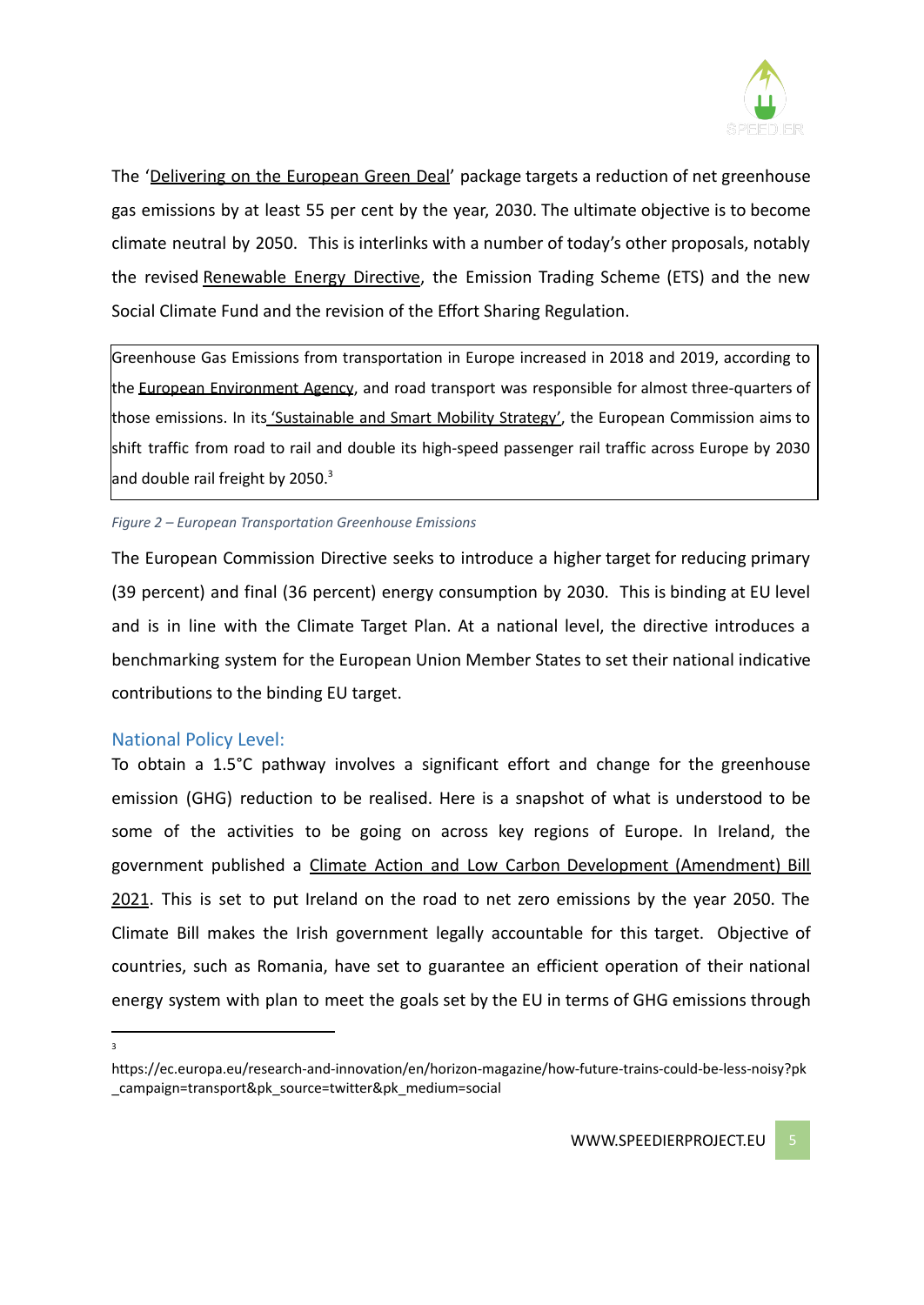The '[Delivering on the European Green Deal](#)' package targets a reduction of net greenhouse gas emissions by at least 55 per cent by the year, 2030. The ultimate objective is to become climate neutral by 2050. This is interlinks with a number of today's other proposals, notably the revised Renewable Energy Directive, the Emission Trading Scheme (ETS) and the new Social Climate Fund and the revision of the Effort Sharing Regulation.

> Greenhouse Gas Emissions from transportation in Europe increased in 2018 and 2019, according to the European Environment Agency, and road transport was responsible for almost three-quarters of those emissions. In its 'Sustainable and Smart Mobility Strategy', the European Commission aims to shift traffic from road to rail and double its high-speed passenger rail traffic across Europe by 2030 and double rail freight by 2050.[3]

*Figure 2 – European Transportation Greenhouse Emissions*

The European Commission Directive seeks to introduce a higher target for reducing primary (39 percent) and final (36 percent) energy consumption by 2030. This is binding at EU level and is in line with the Climate Target Plan. At a national level, the directive introduces a benchmarking system for the European Union Member States to set their national indicative contributions to the binding EU target.

## National Policy Level:

To obtain a 1.5°C pathway involves a significant effort and change for the greenhouse emission (GHG) reduction to be realised. Here is a snapshot of what is understood to be some of the activities to be going on across key regions of Europe. In Ireland, the government published a Climate Action and Low Carbon Development (Amendment) Bill 2021. This is set to put Ireland on the road to net zero emissions by the year 2050. The Climate Bill makes the Irish government legally accountable for this target. Objective of countries, such as Romania, have set to guarantee an efficient operation of their national energy system with plan to meet the goals set by the EU in terms of GHG emissions through

---

[3] https://ec.europa.eu/research-and-innovation/en/horizon-magazine/how-future-trains-could-be-less-noisy?pk_campaign=transport&pk_source=twitter&pk_medium=social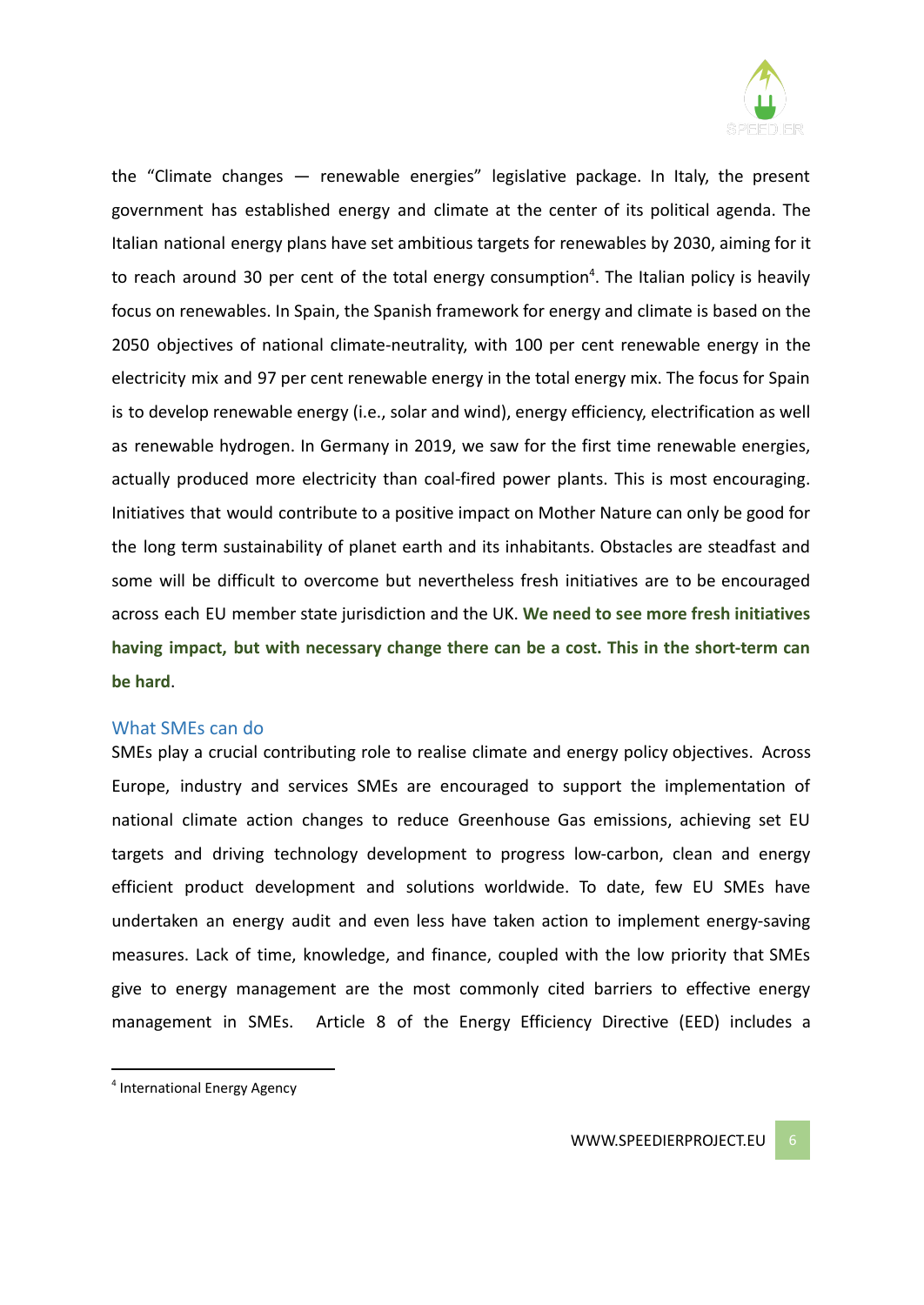the "Climate changes — renewable energies" legislative package. In Italy, the present government has established energy and climate at the center of its political agenda. The Italian national energy plans have set ambitious targets for renewables by 2030, aiming for it to reach around 30 per cent of the total energy consumption[4]. The Italian policy is heavily focus on renewables. In Spain, the Spanish framework for energy and climate is based on the 2050 objectives of national climate-neutrality, with 100 per cent renewable energy in the electricity mix and 97 per cent renewable energy in the total energy mix. The focus for Spain is to develop renewable energy (i.e., solar and wind), energy efficiency, electrification as well as renewable hydrogen. In Germany in 2019, we saw for the first time renewable energies, actually produced more electricity than coal-fired power plants. This is most encouraging. Initiatives that would contribute to a positive impact on Mother Nature can only be good for the long term sustainability of planet earth and its inhabitants. Obstacles are steadfast and some will be difficult to overcome but nevertheless fresh initiatives are to be encouraged across each EU member state jurisdiction and the UK. **We need to see more fresh initiatives having impact, but with necessary change there can be a cost. This in the short-term can be hard**.

## What SMEs can do

SMEs play a crucial contributing role to realise climate and energy policy objectives. Across Europe, industry and services SMEs are encouraged to support the implementation of national climate action changes to reduce Greenhouse Gas emissions, achieving set EU targets and driving technology development to progress low-carbon, clean and energy efficient product development and solutions worldwide. To date, few EU SMEs have undertaken an energy audit and even less have taken action to implement energy-saving measures. Lack of time, knowledge, and finance, coupled with the low priority that SMEs give to energy management are the most commonly cited barriers to effective energy management in SMEs. Article 8 of the Energy Efficiency Directive (EED) includes a

---

[4] International Energy Agency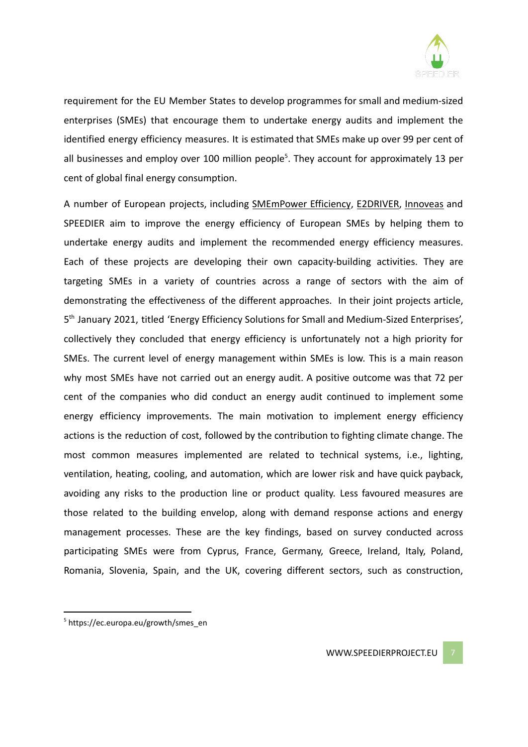requirement for the EU Member States to develop programmes for small and medium-sized enterprises (SMEs) that encourage them to undertake energy audits and implement the identified energy efficiency measures. It is estimated that SMEs make up over 99 per cent of all businesses and employ over 100 million people[5]. They account for approximately 13 per cent of global final energy consumption.

A number of European projects, including SMEmPower Efficiency, E2DRIVER, Innoveas and SPEEDIER aim to improve the energy efficiency of European SMEs by helping them to undertake energy audits and implement the recommended energy efficiency measures. Each of these projects are developing their own capacity-building activities. They are targeting SMEs in a variety of countries across a range of sectors with the aim of demonstrating the effectiveness of the different approaches. In their joint projects article, 5th January 2021, titled 'Energy Efficiency Solutions for Small and Medium-Sized Enterprises', collectively they concluded that energy efficiency is unfortunately not a high priority for SMEs. The current level of energy management within SMEs is low. This is a main reason why most SMEs have not carried out an energy audit. A positive outcome was that 72 per cent of the companies who did conduct an energy audit continued to implement some energy efficiency improvements. The main motivation to implement energy efficiency actions is the reduction of cost, followed by the contribution to fighting climate change. The most common measures implemented are related to technical systems, i.e., lighting, ventilation, heating, cooling, and automation, which are lower risk and have quick payback, avoiding any risks to the production line or product quality. Less favoured measures are those related to the building envelop, along with demand response actions and energy management processes. These are the key findings, based on survey conducted across participating SMEs were from Cyprus, France, Germany, Greece, Ireland, Italy, Poland, Romania, Slovenia, Spain, and the UK, covering different sectors, such as construction,

---

[5] https://ec.europa.eu/growth/smes_en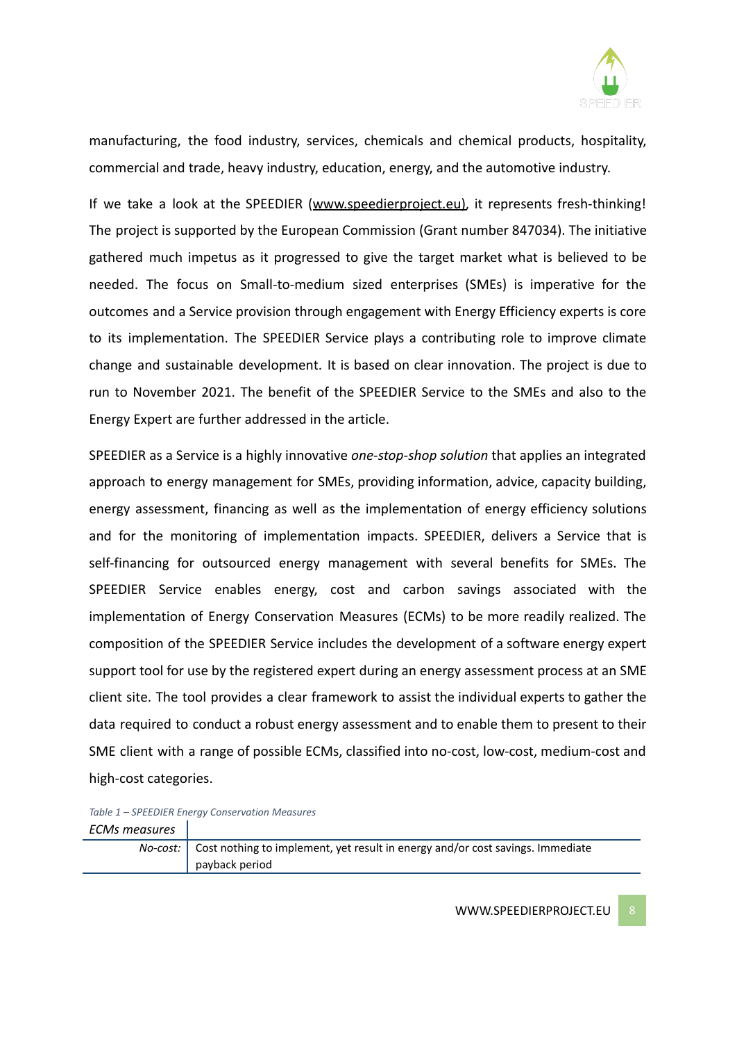manufacturing, the food industry, services, chemicals and chemical products, hospitality, commercial and trade, heavy industry, education, energy, and the automotive industry.

If we take a look at the SPEEDIER (www.speedierproject.eu), it represents fresh-thinking! The project is supported by the European Commission (Grant number 847034). The initiative gathered much impetus as it progressed to give the target market what is believed to be needed. The focus on Small-to-medium sized enterprises (SMEs) is imperative for the outcomes and a Service provision through engagement with Energy Efficiency experts is core to its implementation. The SPEEDIER Service plays a contributing role to improve climate change and sustainable development. It is based on clear innovation. The project is due to run to November 2021. The benefit of the SPEEDIER Service to the SMEs and also to the Energy Expert are further addressed in the article.

SPEEDIER as a Service is a highly innovative *one-stop-shop solution* that applies an integrated approach to energy management for SMEs, providing information, advice, capacity building, energy assessment, financing as well as the implementation of energy efficiency solutions and for the monitoring of implementation impacts. SPEEDIER, delivers a Service that is self-financing for outsourced energy management with several benefits for SMEs. The SPEEDIER Service enables energy, cost and carbon savings associated with the implementation of Energy Conservation Measures (ECMs) to be more readily realized. The composition of the SPEEDIER Service includes the development of a software energy expert support tool for use by the registered expert during an energy assessment process at an SME client site. The tool provides a clear framework to assist the individual experts to gather the data required to conduct a robust energy assessment and to enable them to present to their SME client with a range of possible ECMs, classified into no-cost, low-cost, medium-cost and high-cost categories.

*Table 1 – SPEEDIER Energy Conservation Measures*

| *ECMs measures* | |
|---|---|
| *No-cost:* | Cost nothing to implement, yet result in energy and/or cost savings. Immediate payback period |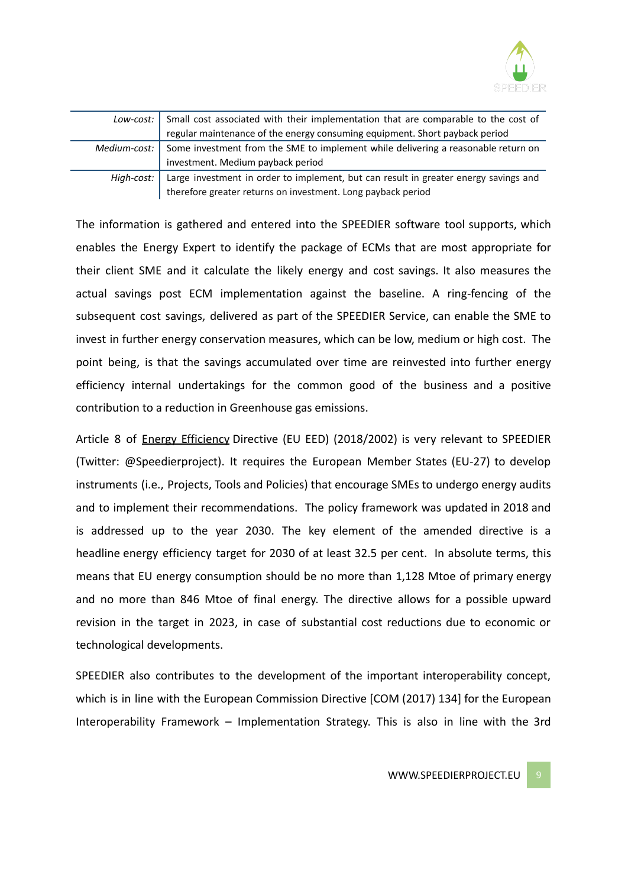| | |
|---|---|
| *Low-cost:* | Small cost associated with their implementation that are comparable to the cost of regular maintenance of the energy consuming equipment. Short payback period |
| *Medium-cost:* | Some investment from the SME to implement while delivering a reasonable return on investment. Medium payback period |
| *High-cost:* | Large investment in order to implement, but can result in greater energy savings and therefore greater returns on investment. Long payback period |

The information is gathered and entered into the SPEEDIER software tool supports, which enables the Energy Expert to identify the package of ECMs that are most appropriate for their client SME and it calculate the likely energy and cost savings. It also measures the actual savings post ECM implementation against the baseline. A ring-fencing of the subsequent cost savings, delivered as part of the SPEEDIER Service, can enable the SME to invest in further energy conservation measures, which can be low, medium or high cost. The point being, is that the savings accumulated over time are reinvested into further energy efficiency internal undertakings for the common good of the business and a positive contribution to a reduction in Greenhouse gas emissions.

Article 8 of Energy Efficiency Directive (EU EED) (2018/2002) is very relevant to SPEEDIER (Twitter: @Speedierproject). It requires the European Member States (EU-27) to develop instruments (i.e., Projects, Tools and Policies) that encourage SMEs to undergo energy audits and to implement their recommendations. The policy framework was updated in 2018 and is addressed up to the year 2030. The key element of the amended directive is a headline energy efficiency target for 2030 of at least 32.5 per cent. In absolute terms, this means that EU energy consumption should be no more than 1,128 Mtoe of primary energy and no more than 846 Mtoe of final energy. The directive allows for a possible upward revision in the target in 2023, in case of substantial cost reductions due to economic or technological developments.

SPEEDIER also contributes to the development of the important interoperability concept, which is in line with the European Commission Directive [COM (2017) 134] for the European Interoperability Framework – Implementation Strategy. This is also in line with the 3rd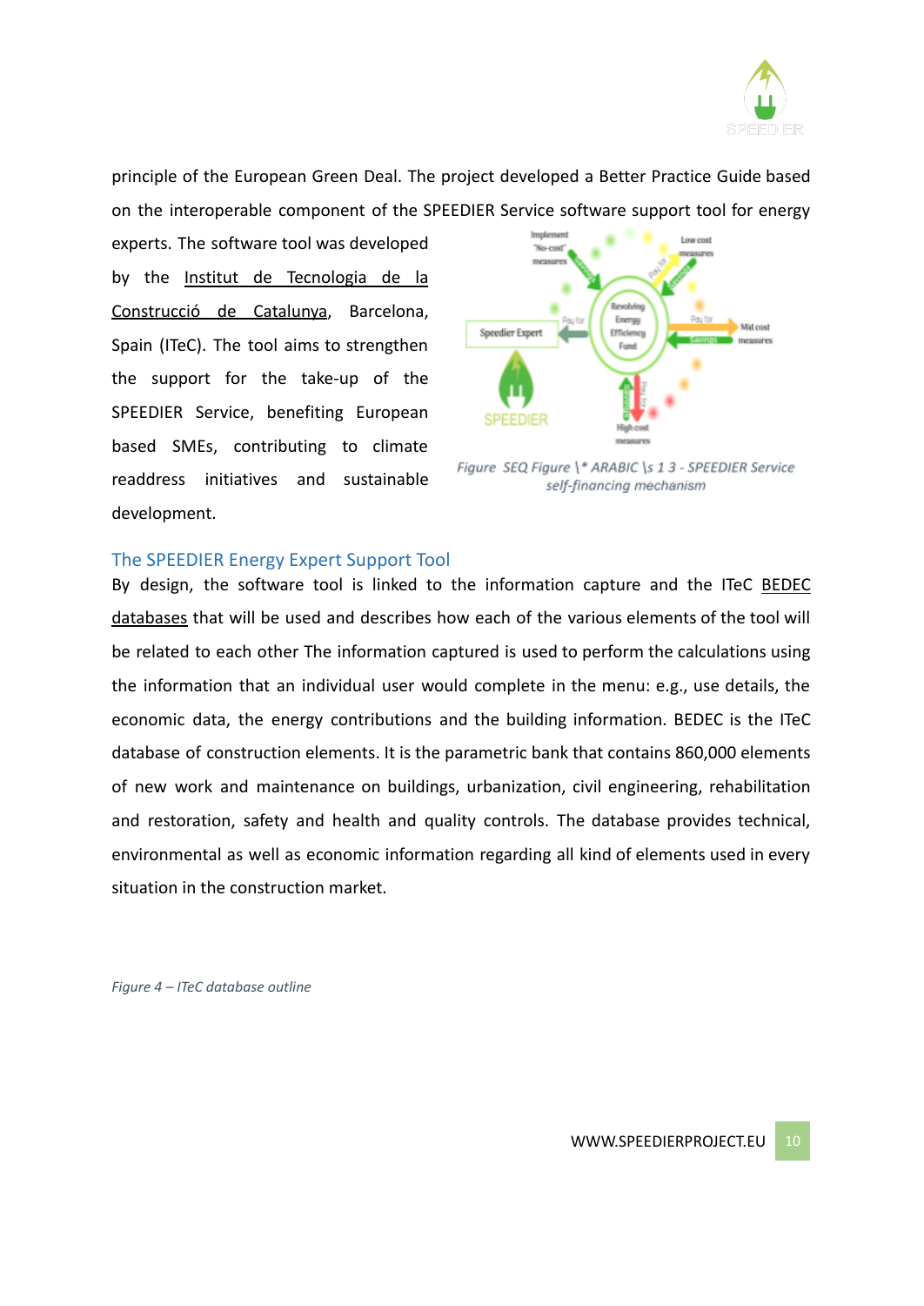principle of the European Green Deal. The project developed a Better Practice Guide based on the interoperable component of the SPEEDIER Service software support tool for energy experts. The software tool was developed by the Institut de Tecnologia de la Construcció de Catalunya, Barcelona, Spain (ITeC). The tool aims to strengthen the support for the take-up of the SPEEDIER Service, benefiting European based SMEs, contributing to climate readdress initiatives and sustainable development.

*Figure SEQ Figure \* ARABIC \s 1 3 - SPEEDIER Service self-financing mechanism*

## The SPEEDIER Energy Expert Support Tool

By design, the software tool is linked to the information capture and the ITeC BEDEC databases that will be used and describes how each of the various elements of the tool will be related to each other The information captured is used to perform the calculations using the information that an individual user would complete in the menu: e.g., use details, the economic data, the energy contributions and the building information. BEDEC is the ITeC database of construction elements. It is the parametric bank that contains 860,000 elements of new work and maintenance on buildings, urbanization, civil engineering, rehabilitation and restoration, safety and health and quality controls. The database provides technical, environmental as well as economic information regarding all kind of elements used in every situation in the construction market.

*Figure 4 – ITeC database outline*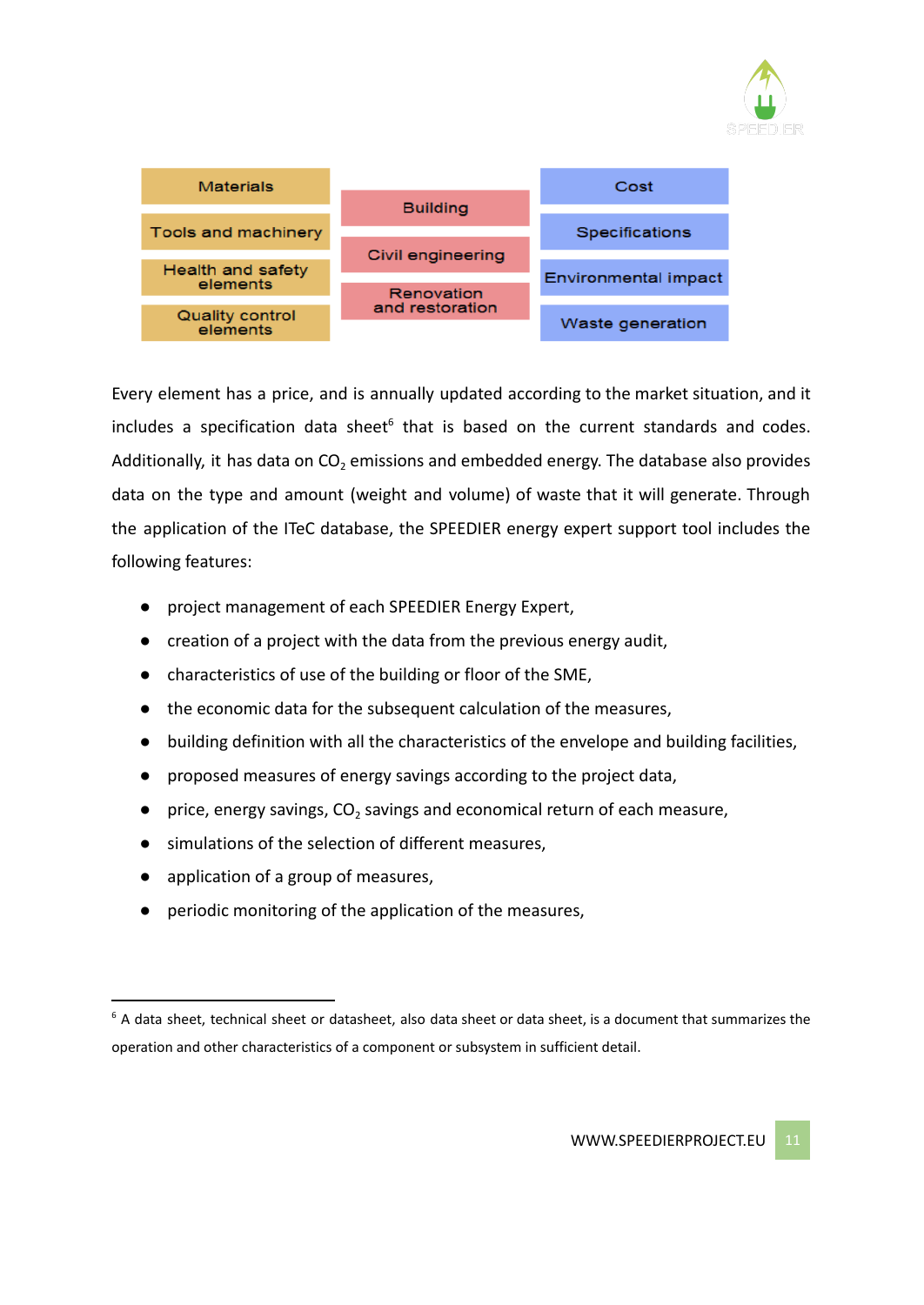| Materials | Building | Cost |
|---|---|---|
| Tools and machinery | Civil engineering | Specifications |
| Health and safety elements | Renovation and restoration | Environmental impact |
| Quality control elements | | Waste generation |

Every element has a price, and is annually updated according to the market situation, and it includes a specification data sheet[6] that is based on the current standards and codes. Additionally, it has data on $CO_2$ emissions and embedded energy. The database also provides data on the type and amount (weight and volume) of waste that it will generate. Through the application of the ITeC database, the SPEEDIER energy expert support tool includes the following features:

- project management of each SPEEDIER Energy Expert,
- creation of a project with the data from the previous energy audit,
- characteristics of use of the building or floor of the SME,
- the economic data for the subsequent calculation of the measures,
- building definition with all the characteristics of the envelope and building facilities,
- proposed measures of energy savings according to the project data,
- price, energy savings, $CO_2$ savings and economical return of each measure,
- simulations of the selection of different measures,
- application of a group of measures,
- periodic monitoring of the application of the measures,

[6] A data sheet, technical sheet or datasheet, also data sheet or data sheet, is a document that summarizes the operation and other characteristics of a component or subsystem in sufficient detail.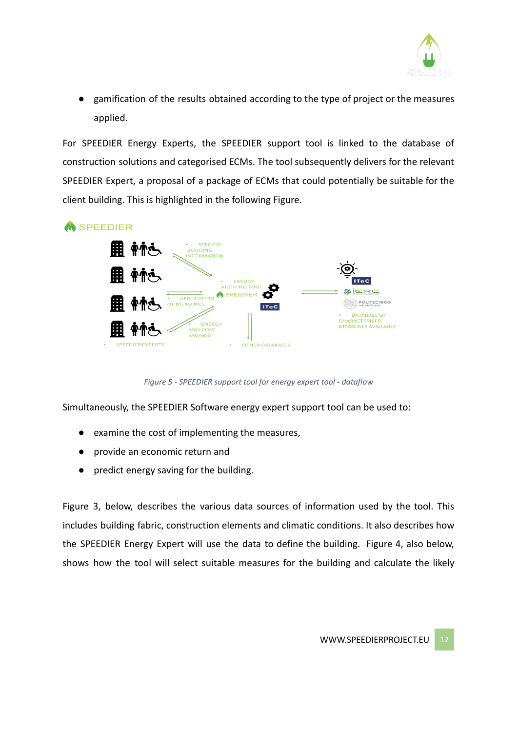- gamification of the results obtained according to the type of project or the measures applied.

For SPEEDIER Energy Experts, the SPEEDIER support tool is linked to the database of construction solutions and categorised ECMs. The tool subsequently delivers for the relevant SPEEDIER Expert, a proposal of a package of ECMs that could potentially be suitable for the client building. This is highlighted in the following Figure.

*Figure 5 - SPEEDIER support tool for energy expert tool - dataflow*

Simultaneously, the SPEEDIER Software energy expert support tool can be used to:

- examine the cost of implementing the measures,
- provide an economic return and
- predict energy saving for the building.

Figure 3, below, describes the various data sources of information used by the tool. This includes building fabric, construction elements and climatic conditions. It also describes how the SPEEDIER Energy Expert will use the data to define the building. Figure 4, also below, shows how the tool will select suitable measures for the building and calculate the likely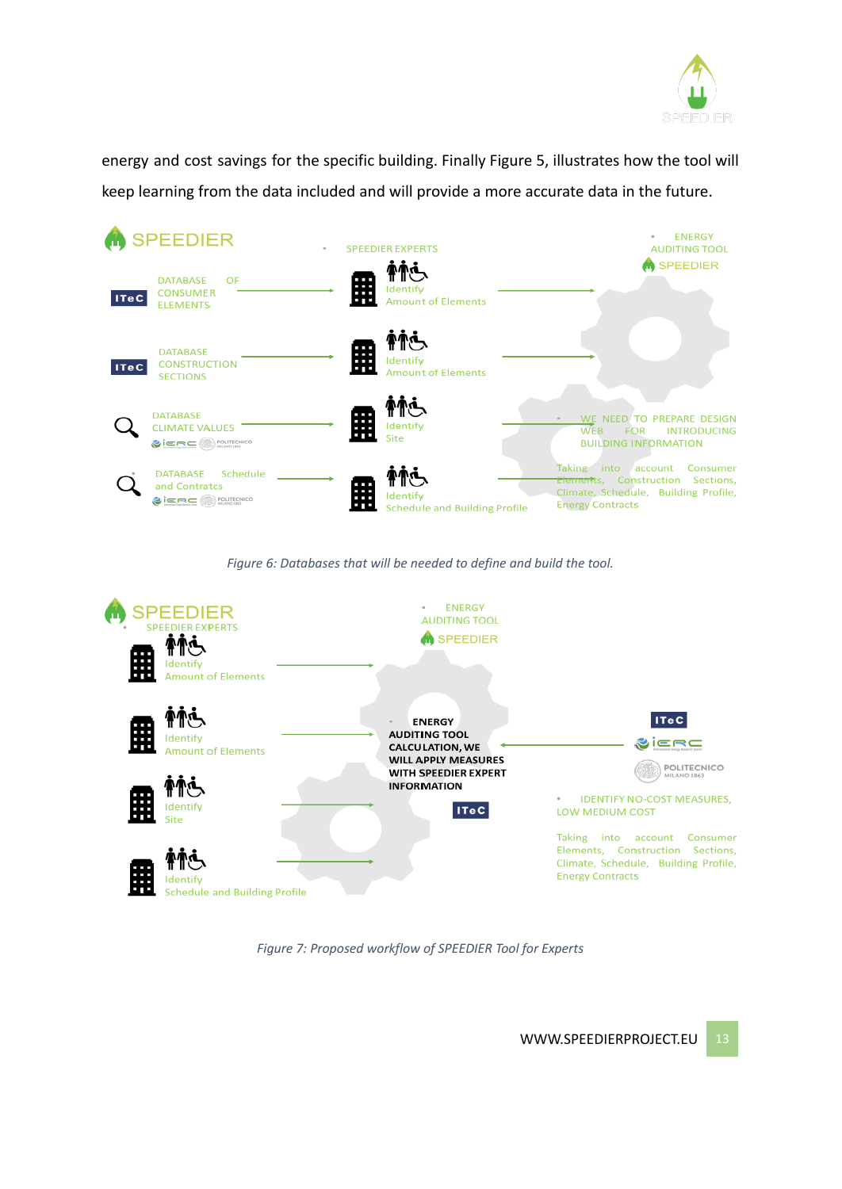energy and cost savings for the specific building. Finally Figure 5, illustrates how the tool will keep learning from the data included and will provide a more accurate data in the future.

SPEEDIER

- SPEEDIER EXPERTS
- ENERGY AUDITING TOOL SPEEDIER

ITeC — DATABASE OF CONSUMER ELEMENTS → Identify Amount of Elements

ITeC — DATABASE CONSTRUCTION SECTIONS → Identify Amount of Elements

DATABASE CLIMATE VALUES (iERC, POLITECNICO) → Identify Site

DATABASE Schedule and Contracts (iERC, POLITECNICO) → Identify Schedule and Building Profile

- WE NEED TO PREPARE DESIGN WEB FOR INTRODUCING BUILDING INFORMATION

Taking into account Consumer Elements, Construction Sections, Climate, Schedule, Building Profile, Energy Contracts

*Figure 6: Databases that will be needed to define and build the tool.*

SPEEDIER

- SPEEDIER EXPERTS
- ENERGY AUDITING TOOL SPEEDIER

Identify Amount of Elements

Identify Amount of Elements

Identify Site

Identify Schedule and Building Profile

- **ENERGY AUDITING TOOL CALCULATION, WE WILL APPLY MEASURES WITH SPEEDIER EXPERT INFORMATION**

ITeC

ITeC, iERC, POLITECNICO MILANO 1863

- IDENTIFY NO-COST MEASURES, LOW MEDIUM COST

Taking into account Consumer Elements, Construction Sections, Climate, Schedule, Building Profile, Energy Contracts

*Figure 7: Proposed workflow of SPEEDIER Tool for Experts*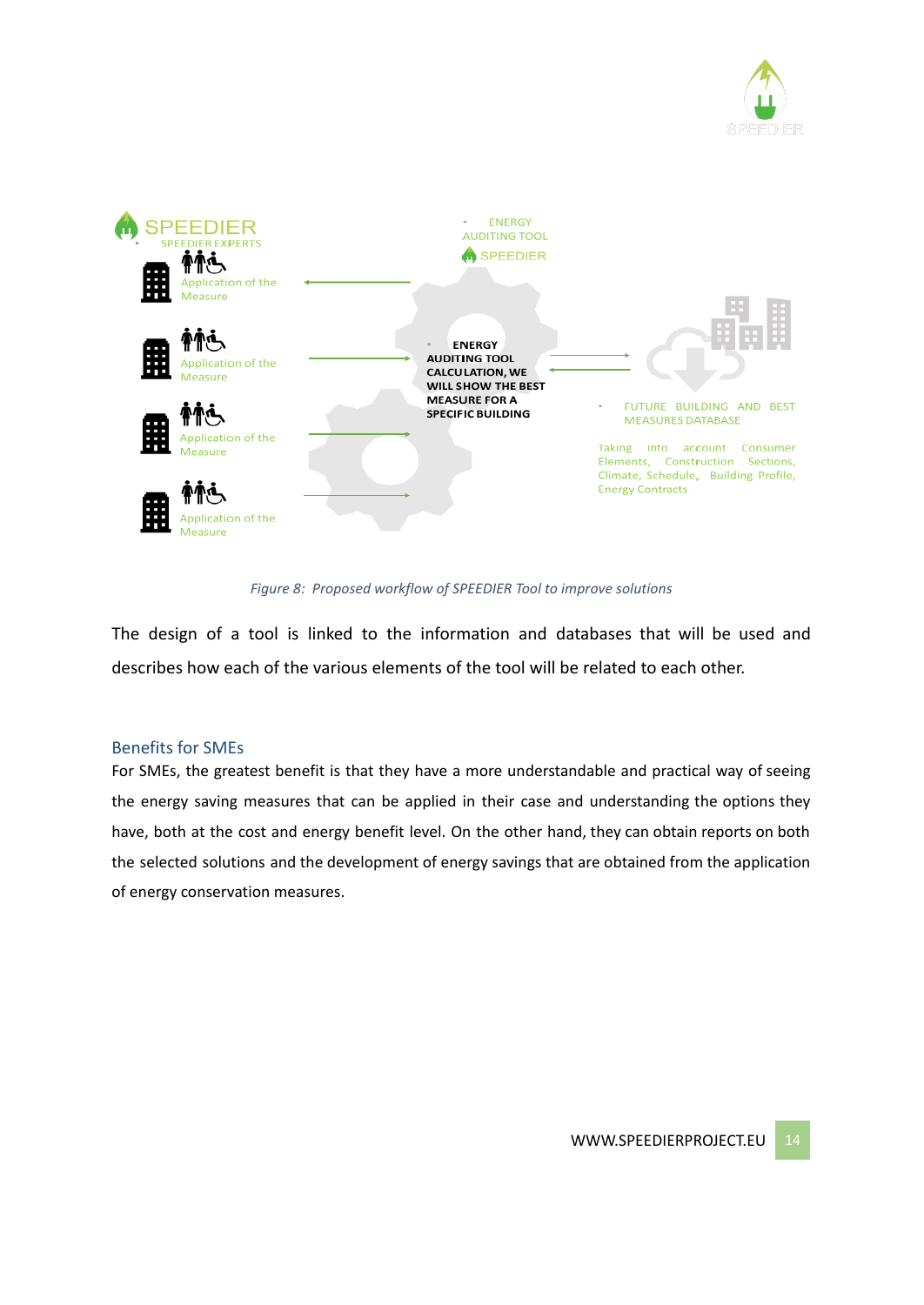SPEEDIER

SPEEDIER EXPERTS

Application of the Measure

Application of the Measure

Application of the Measure

Application of the Measure

ENERGY AUDITING TOOL

SPEEDIER

**ENERGY AUDITING TOOL CALCULATION, WE WILL SHOW THE BEST MEASURE FOR A SPECIFIC BUILDING**

FUTURE BUILDING AND BEST MEASURES DATABASE

Taking into account Consumer Elements, Construction Sections, Climate, Schedule, Building Profile, Energy Contracts

*Figure 8: Proposed workflow of SPEEDIER Tool to improve solutions*

The design of a tool is linked to the information and databases that will be used and describes how each of the various elements of the tool will be related to each other.

## Benefits for SMEs

For SMEs, the greatest benefit is that they have a more understandable and practical way of seeing the energy saving measures that can be applied in their case and understanding the options they have, both at the cost and energy benefit level. On the other hand, they can obtain reports on both the selected solutions and the development of energy savings that are obtained from the application of energy conservation measures.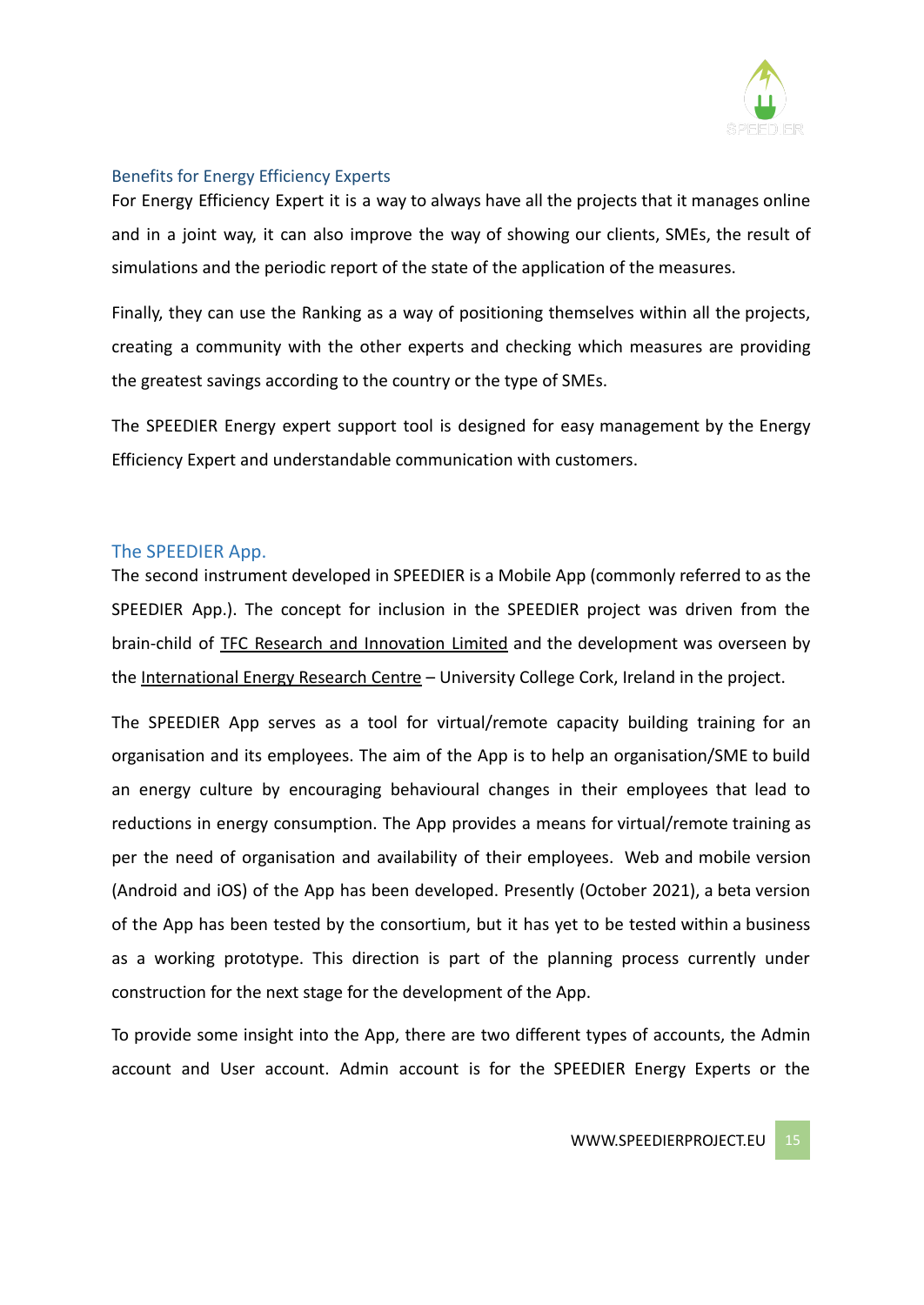### Benefits for Energy Efficiency Experts

For Energy Efficiency Expert it is a way to always have all the projects that it manages online and in a joint way, it can also improve the way of showing our clients, SMEs, the result of simulations and the periodic report of the state of the application of the measures.

Finally, they can use the Ranking as a way of positioning themselves within all the projects, creating a community with the other experts and checking which measures are providing the greatest savings according to the country or the type of SMEs.

The SPEEDIER Energy expert support tool is designed for easy management by the Energy Efficiency Expert and understandable communication with customers.

## The SPEEDIER App.

The second instrument developed in SPEEDIER is a Mobile App (commonly referred to as the SPEEDIER App.). The concept for inclusion in the SPEEDIER project was driven from the brain-child of TFC Research and Innovation Limited and the development was overseen by the International Energy Research Centre – University College Cork, Ireland in the project.

The SPEEDIER App serves as a tool for virtual/remote capacity building training for an organisation and its employees. The aim of the App is to help an organisation/SME to build an energy culture by encouraging behavioural changes in their employees that lead to reductions in energy consumption. The App provides a means for virtual/remote training as per the need of organisation and availability of their employees. Web and mobile version (Android and iOS) of the App has been developed. Presently (October 2021), a beta version of the App has been tested by the consortium, but it has yet to be tested within a business as a working prototype. This direction is part of the planning process currently under construction for the next stage for the development of the App.

To provide some insight into the App, there are two different types of accounts, the Admin account and User account. Admin account is for the SPEEDIER Energy Experts or the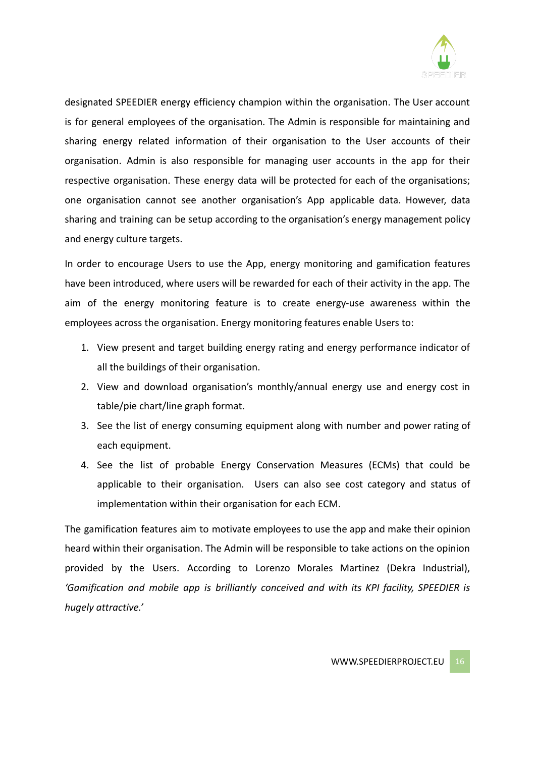designated SPEEDIER energy efficiency champion within the organisation. The User account is for general employees of the organisation. The Admin is responsible for maintaining and sharing energy related information of their organisation to the User accounts of their organisation. Admin is also responsible for managing user accounts in the app for their respective organisation. These energy data will be protected for each of the organisations; one organisation cannot see another organisation's App applicable data. However, data sharing and training can be setup according to the organisation's energy management policy and energy culture targets.

In order to encourage Users to use the App, energy monitoring and gamification features have been introduced, where users will be rewarded for each of their activity in the app. The aim of the energy monitoring feature is to create energy-use awareness within the employees across the organisation. Energy monitoring features enable Users to:

1. View present and target building energy rating and energy performance indicator of all the buildings of their organisation.
2. View and download organisation's monthly/annual energy use and energy cost in table/pie chart/line graph format.
3. See the list of energy consuming equipment along with number and power rating of each equipment.
4. See the list of probable Energy Conservation Measures (ECMs) that could be applicable to their organisation. Users can also see cost category and status of implementation within their organisation for each ECM.

The gamification features aim to motivate employees to use the app and make their opinion heard within their organisation. The Admin will be responsible to take actions on the opinion provided by the Users. According to Lorenzo Morales Martinez (Dekra Industrial), *'Gamification and mobile app is brilliantly conceived and with its KPI facility, SPEEDIER is hugely attractive.'*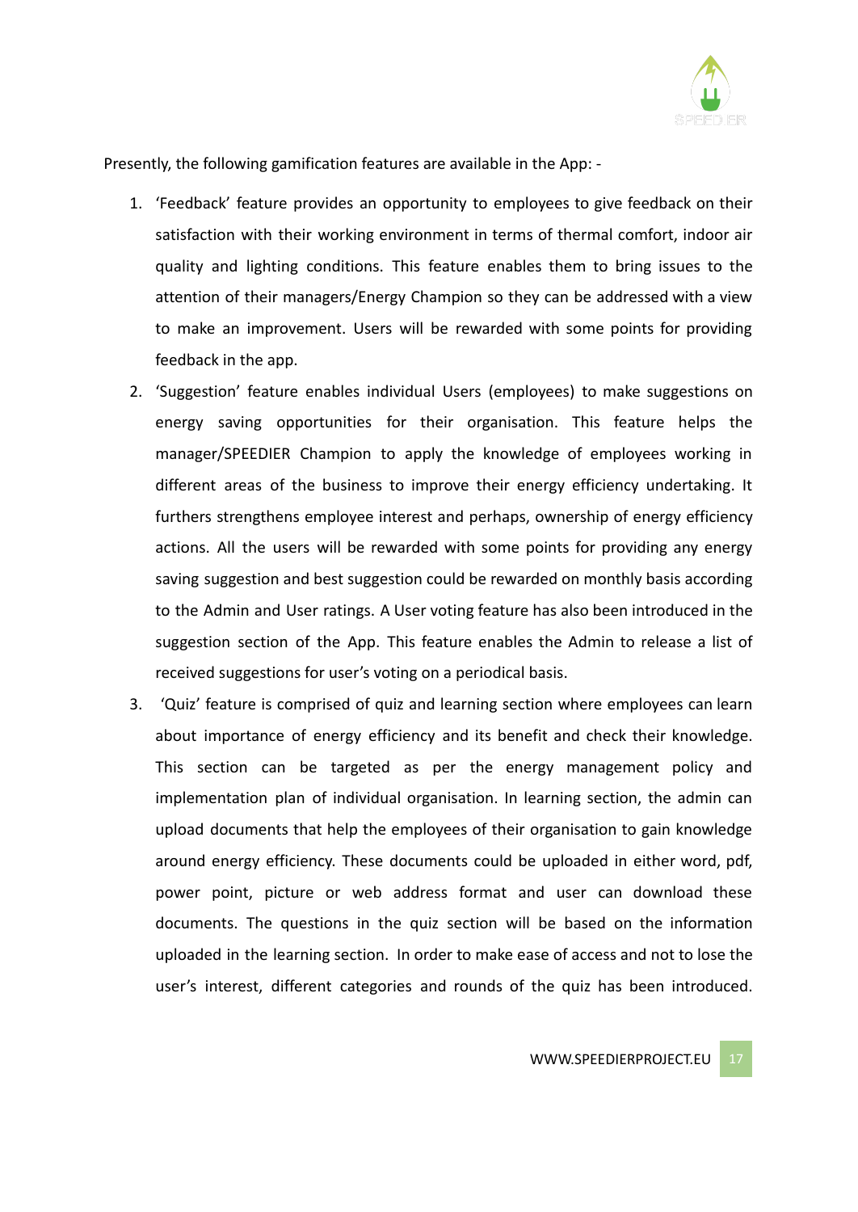Presently, the following gamification features are available in the App: -

1. 'Feedback' feature provides an opportunity to employees to give feedback on their satisfaction with their working environment in terms of thermal comfort, indoor air quality and lighting conditions. This feature enables them to bring issues to the attention of their managers/Energy Champion so they can be addressed with a view to make an improvement. Users will be rewarded with some points for providing feedback in the app.
2. 'Suggestion' feature enables individual Users (employees) to make suggestions on energy saving opportunities for their organisation. This feature helps the manager/SPEEDIER Champion to apply the knowledge of employees working in different areas of the business to improve their energy efficiency undertaking. It furthers strengthens employee interest and perhaps, ownership of energy efficiency actions. All the users will be rewarded with some points for providing any energy saving suggestion and best suggestion could be rewarded on monthly basis according to the Admin and User ratings. A User voting feature has also been introduced in the suggestion section of the App. This feature enables the Admin to release a list of received suggestions for user's voting on a periodical basis.
3. 'Quiz' feature is comprised of quiz and learning section where employees can learn about importance of energy efficiency and its benefit and check their knowledge. This section can be targeted as per the energy management policy and implementation plan of individual organisation. In learning section, the admin can upload documents that help the employees of their organisation to gain knowledge around energy efficiency. These documents could be uploaded in either word, pdf, power point, picture or web address format and user can download these documents. The questions in the quiz section will be based on the information uploaded in the learning section. In order to make ease of access and not to lose the user's interest, different categories and rounds of the quiz has been introduced.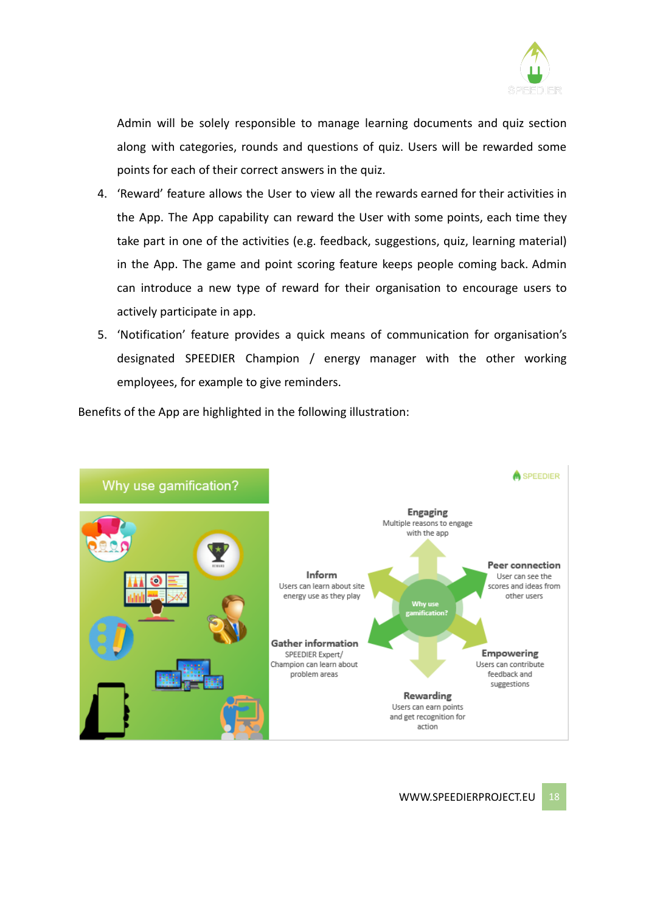Admin will be solely responsible to manage learning documents and quiz section along with categories, rounds and questions of quiz. Users will be rewarded some points for each of their correct answers in the quiz.

4. 'Reward' feature allows the User to view all the rewards earned for their activities in the App. The App capability can reward the User with some points, each time they take part in one of the activities (e.g. feedback, suggestions, quiz, learning material) in the App. The game and point scoring feature keeps people coming back. Admin can introduce a new type of reward for their organisation to encourage users to actively participate in app.
5. 'Notification' feature provides a quick means of communication for organisation's designated SPEEDIER Champion / energy manager with the other working employees, for example to give reminders.

Benefits of the App are highlighted in the following illustration:

**Why use gamification?**

SPEEDIER

- **Engaging**: Multiple reasons to engage with the app
- **Peer connection**: User can see the scores and ideas from other users
- **Empowering**: Users can contribute feedback and suggestions
- **Rewarding**: Users can earn points and get recognition for action
- **Gather information**: SPEEDIER Expert/ Champion can learn about problem areas
- **Inform**: Users can learn about site energy use as they play

Why use gamification?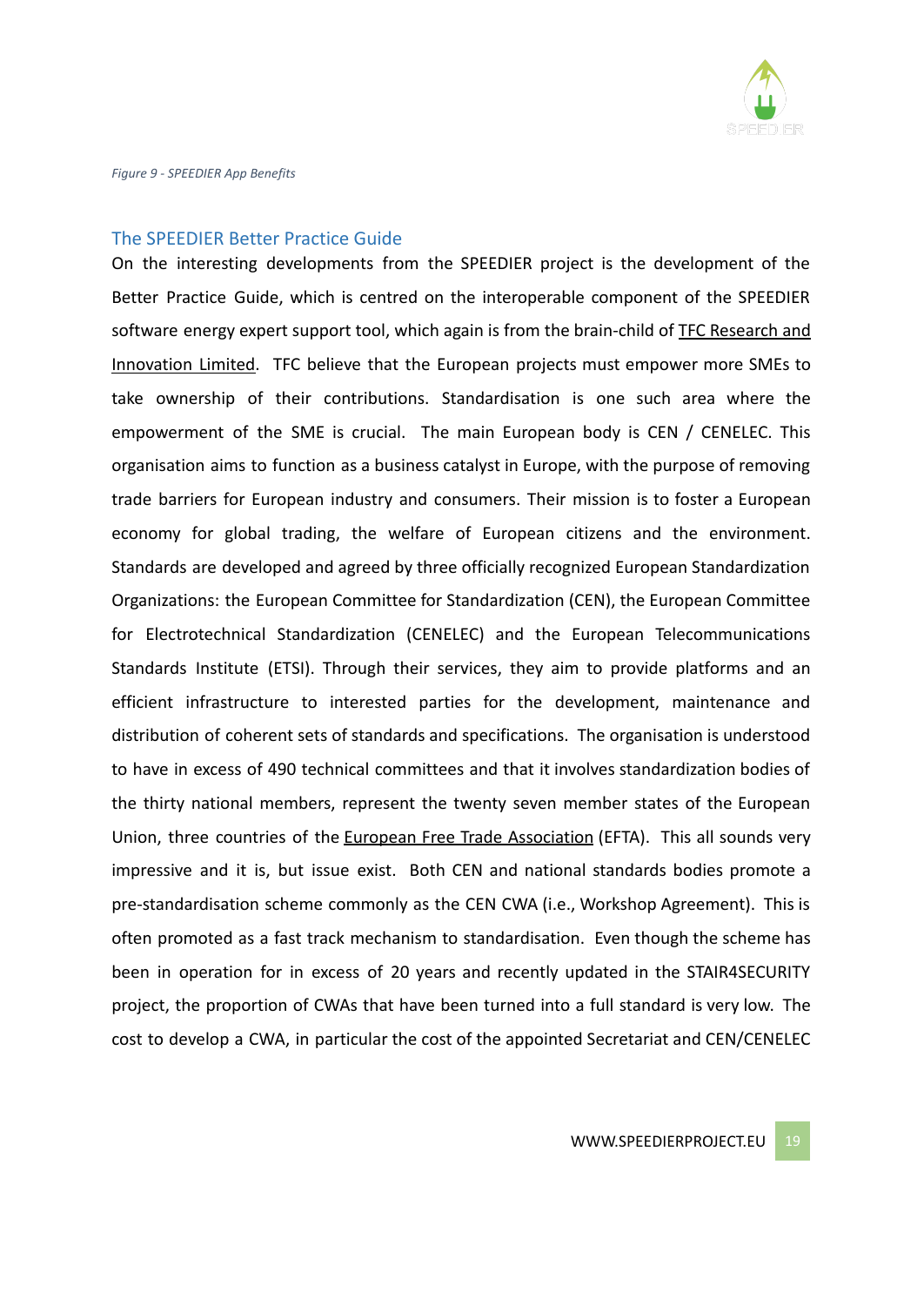*Figure 9 - SPEEDIER App Benefits*

## The SPEEDIER Better Practice Guide

On the interesting developments from the SPEEDIER project is the development of the Better Practice Guide, which is centred on the interoperable component of the SPEEDIER software energy expert support tool, which again is from the brain-child of TFC Research and Innovation Limited. TFC believe that the European projects must empower more SMEs to take ownership of their contributions. Standardisation is one such area where the empowerment of the SME is crucial. The main European body is CEN / CENELEC. This organisation aims to function as a business catalyst in Europe, with the purpose of removing trade barriers for European industry and consumers. Their mission is to foster a European economy for global trading, the welfare of European citizens and the environment. Standards are developed and agreed by three officially recognized European Standardization Organizations: the European Committee for Standardization (CEN), the European Committee for Electrotechnical Standardization (CENELEC) and the European Telecommunications Standards Institute (ETSI). Through their services, they aim to provide platforms and an efficient infrastructure to interested parties for the development, maintenance and distribution of coherent sets of standards and specifications. The organisation is understood to have in excess of 490 technical committees and that it involves standardization bodies of the thirty national members, represent the twenty seven member states of the European Union, three countries of the European Free Trade Association (EFTA). This all sounds very impressive and it is, but issue exist. Both CEN and national standards bodies promote a pre-standardisation scheme commonly as the CEN CWA (i.e., Workshop Agreement). This is often promoted as a fast track mechanism to standardisation. Even though the scheme has been in operation for in excess of 20 years and recently updated in the STAIR4SECURITY project, the proportion of CWAs that have been turned into a full standard is very low. The cost to develop a CWA, in particular the cost of the appointed Secretariat and CEN/CENELEC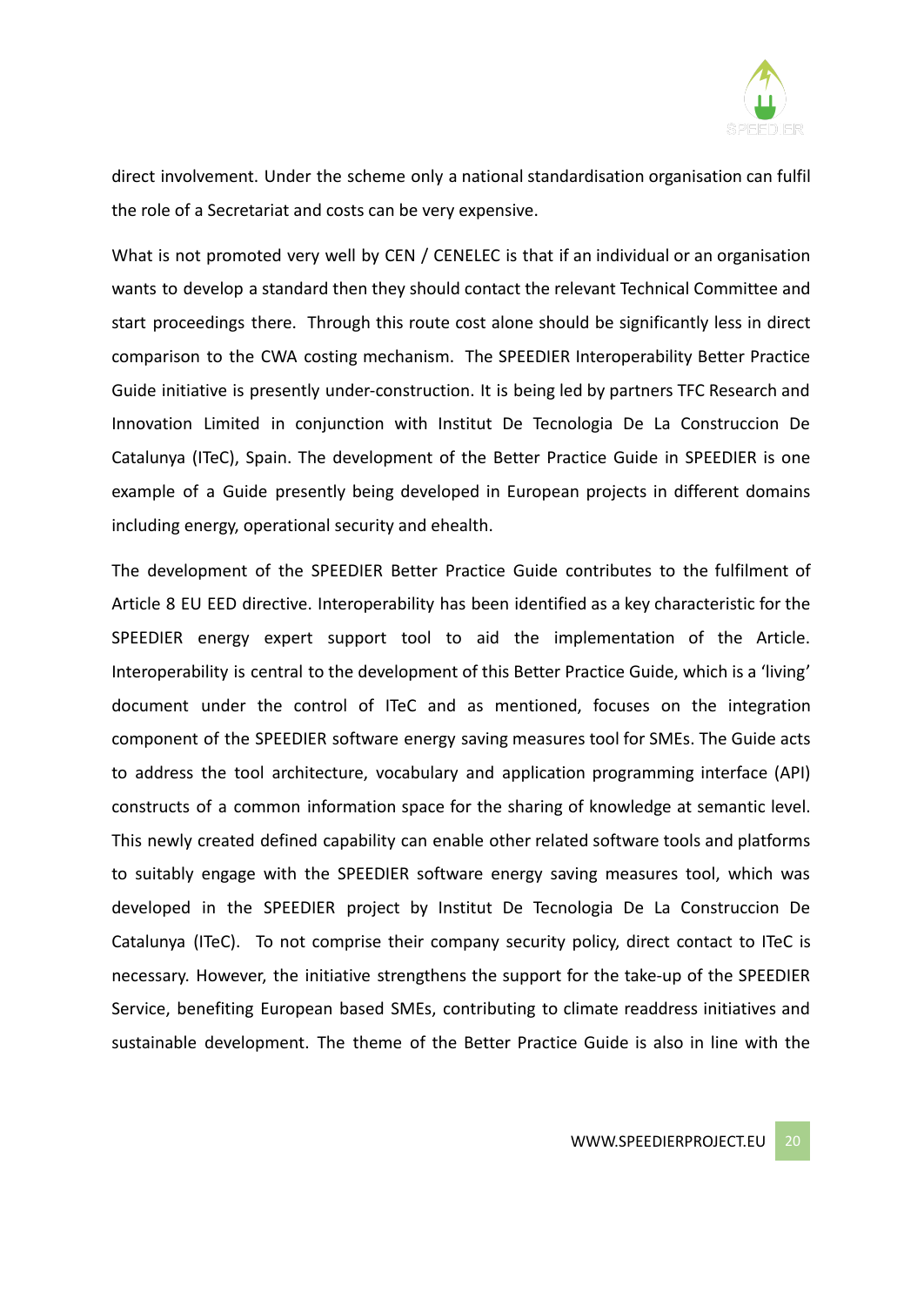direct involvement. Under the scheme only a national standardisation organisation can fulfil the role of a Secretariat and costs can be very expensive.

What is not promoted very well by CEN / CENELEC is that if an individual or an organisation wants to develop a standard then they should contact the relevant Technical Committee and start proceedings there. Through this route cost alone should be significantly less in direct comparison to the CWA costing mechanism. The SPEEDIER Interoperability Better Practice Guide initiative is presently under-construction. It is being led by partners TFC Research and Innovation Limited in conjunction with Institut De Tecnologia De La Construccion De Catalunya (ITeC), Spain. The development of the Better Practice Guide in SPEEDIER is one example of a Guide presently being developed in European projects in different domains including energy, operational security and ehealth.

The development of the SPEEDIER Better Practice Guide contributes to the fulfilment of Article 8 EU EED directive. Interoperability has been identified as a key characteristic for the SPEEDIER energy expert support tool to aid the implementation of the Article. Interoperability is central to the development of this Better Practice Guide, which is a 'living' document under the control of ITeC and as mentioned, focuses on the integration component of the SPEEDIER software energy saving measures tool for SMEs. The Guide acts to address the tool architecture, vocabulary and application programming interface (API) constructs of a common information space for the sharing of knowledge at semantic level. This newly created defined capability can enable other related software tools and platforms to suitably engage with the SPEEDIER software energy saving measures tool, which was developed in the SPEEDIER project by Institut De Tecnologia De La Construccion De Catalunya (ITeC). To not comprise their company security policy, direct contact to ITeC is necessary. However, the initiative strengthens the support for the take-up of the SPEEDIER Service, benefiting European based SMEs, contributing to climate readdress initiatives and sustainable development. The theme of the Better Practice Guide is also in line with the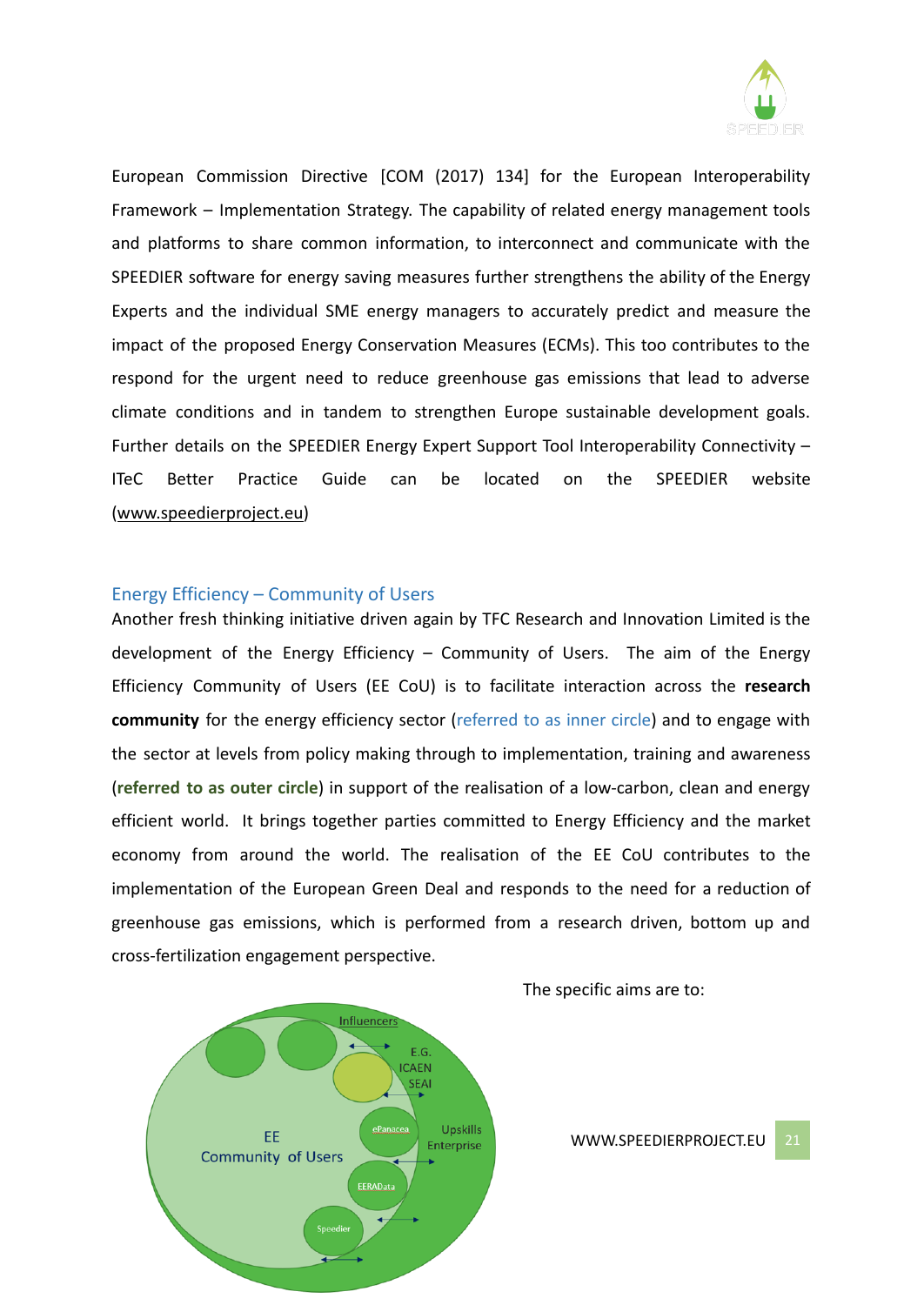European Commission Directive [COM (2017) 134] for the European Interoperability Framework – Implementation Strategy. The capability of related energy management tools and platforms to share common information, to interconnect and communicate with the SPEEDIER software for energy saving measures further strengthens the ability of the Energy Experts and the individual SME energy managers to accurately predict and measure the impact of the proposed Energy Conservation Measures (ECMs). This too contributes to the respond for the urgent need to reduce greenhouse gas emissions that lead to adverse climate conditions and in tandem to strengthen Europe sustainable development goals. Further details on the SPEEDIER Energy Expert Support Tool Interoperability Connectivity – ITeC Better Practice Guide can be located on the SPEEDIER website (www.speedierproject.eu)

## Energy Efficiency – Community of Users

Another fresh thinking initiative driven again by TFC Research and Innovation Limited is the development of the Energy Efficiency – Community of Users. The aim of the Energy Efficiency Community of Users (EE CoU) is to facilitate interaction across the **research community** for the energy efficiency sector (referred to as inner circle) and to engage with the sector at levels from policy making through to implementation, training and awareness (**referred to as outer circle**) in support of the realisation of a low-carbon, clean and energy efficient world. It brings together parties committed to Energy Efficiency and the market economy from around the world. The realisation of the EE CoU contributes to the implementation of the European Green Deal and responds to the need for a reduction of greenhouse gas emissions, which is performed from a research driven, bottom up and cross-fertilization engagement perspective.

Influencers

E.G. ICAEN SEAI

EE Community of Users

ePanacea

Upskills Enterprise

EERAData

Speedier

The specific aims are to: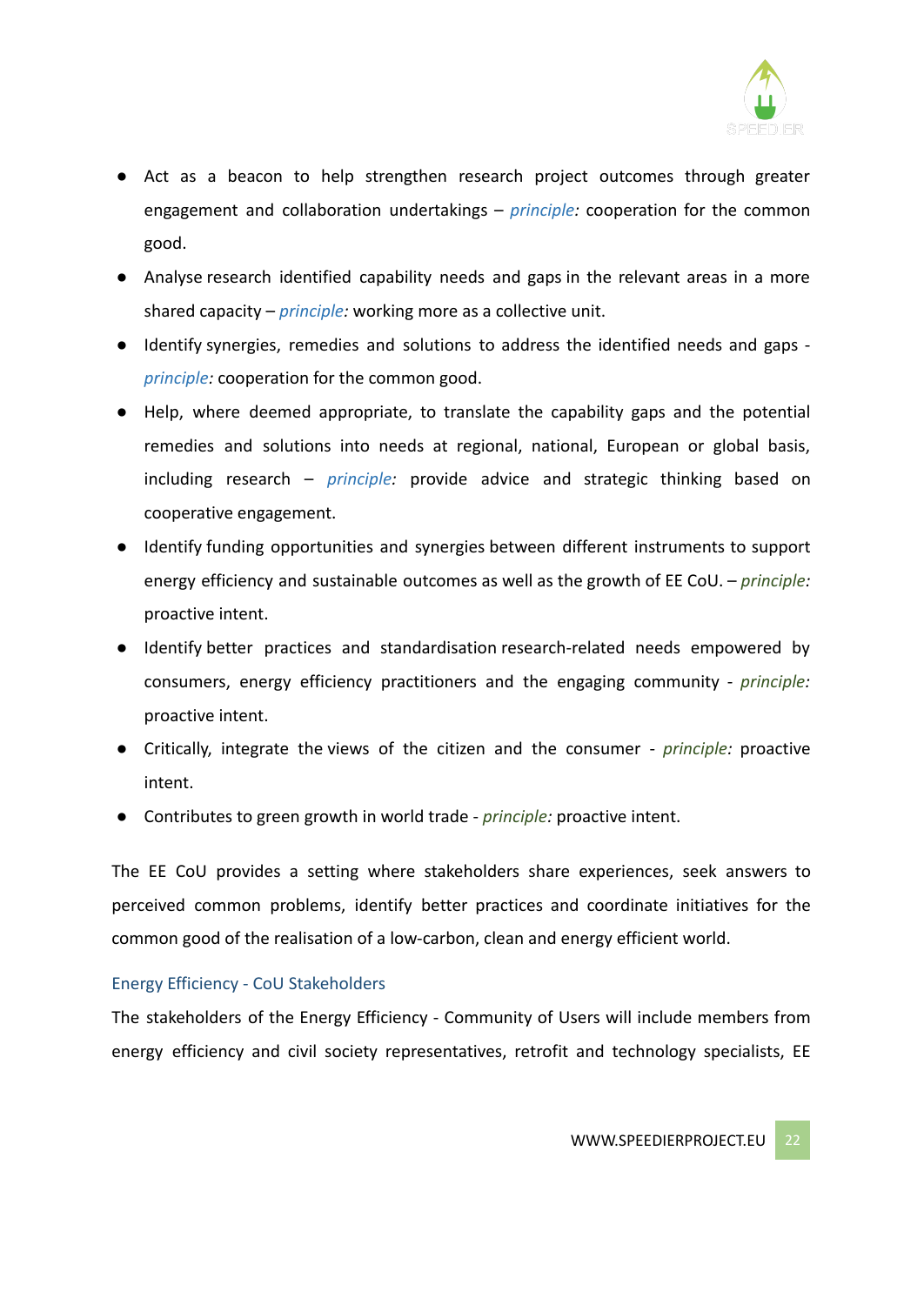- Act as a beacon to help strengthen research project outcomes through greater engagement and collaboration undertakings – *principle:* cooperation for the common good.
- Analyse research identified capability needs and gaps in the relevant areas in a more shared capacity – *principle:* working more as a collective unit.
- Identify synergies, remedies and solutions to address the identified needs and gaps - *principle:* cooperation for the common good.
- Help, where deemed appropriate, to translate the capability gaps and the potential remedies and solutions into needs at regional, national, European or global basis, including research – *principle:* provide advice and strategic thinking based on cooperative engagement.
- Identify funding opportunities and synergies between different instruments to support energy efficiency and sustainable outcomes as well as the growth of EE CoU. – *principle:* proactive intent.
- Identify better practices and standardisation research-related needs empowered by consumers, energy efficiency practitioners and the engaging community - *principle:* proactive intent.
- Critically, integrate the views of the citizen and the consumer - *principle:* proactive intent.
- Contributes to green growth in world trade - *principle:* proactive intent.

The EE CoU provides a setting where stakeholders share experiences, seek answers to perceived common problems, identify better practices and coordinate initiatives for the common good of the realisation of a low-carbon, clean and energy efficient world.

### Energy Efficiency - CoU Stakeholders

The stakeholders of the Energy Efficiency - Community of Users will include members from energy efficiency and civil society representatives, retrofit and technology specialists, EE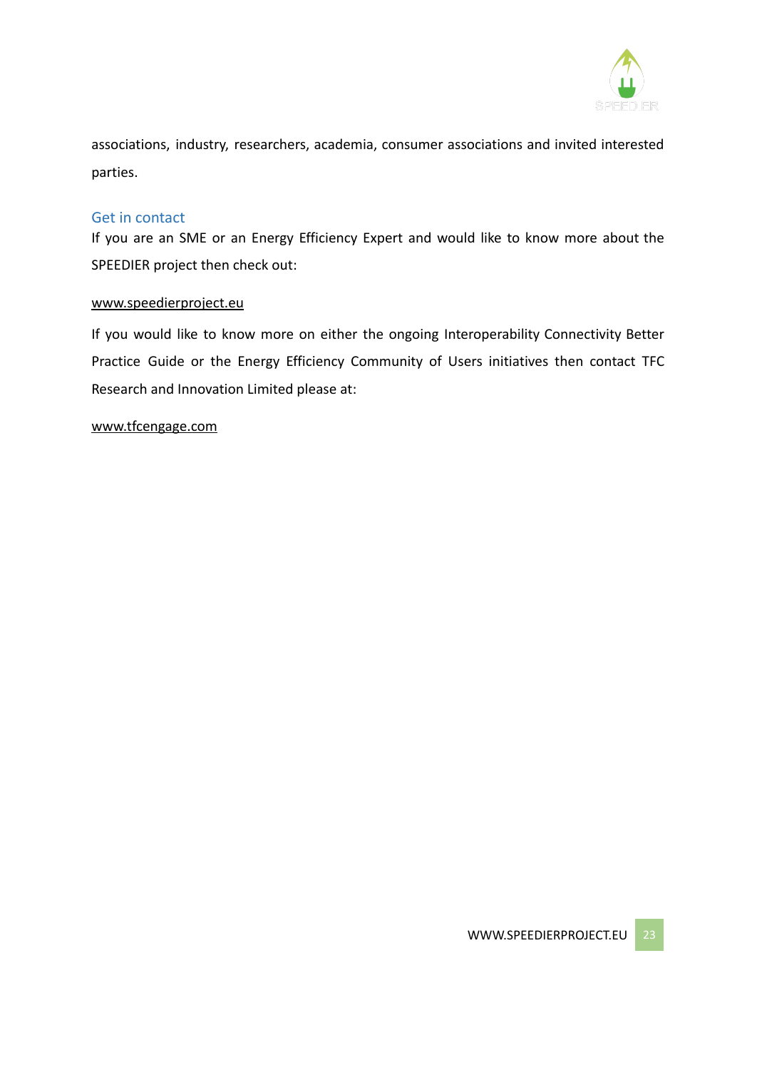associations, industry, researchers, academia, consumer associations and invited interested parties.

## Get in contact

If you are an SME or an Energy Efficiency Expert and would like to know more about the SPEEDIER project then check out:

www.speedierproject.eu

If you would like to know more on either the ongoing Interoperability Connectivity Better Practice Guide or the Energy Efficiency Community of Users initiatives then contact TFC Research and Innovation Limited please at:

www.tfcengage.com